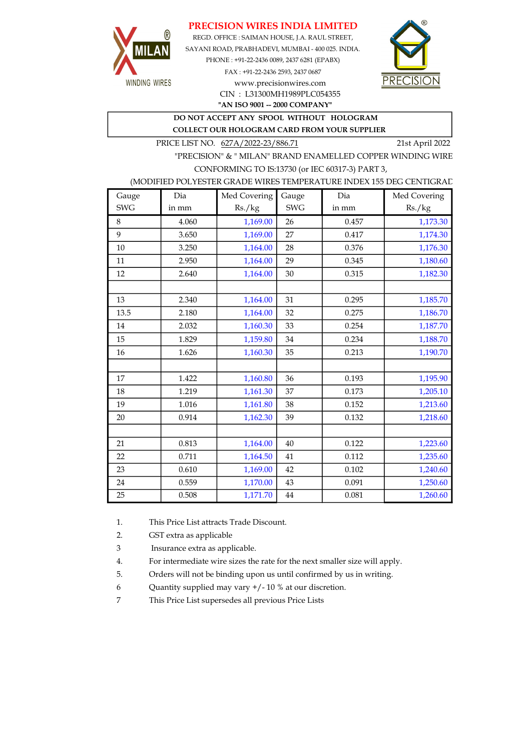# PRECISION WIRES INDIA LIMITED

MILAN® WINDING WIRES

REGD. OFFICE : SAIMAN HOUSE, J.A. RAUL STREET,
SAYANI ROAD, PRABHADEVI, MUMBAI - 400 025. INDIA.
PHONE : +91-22-2436 0089, 2437 6281 (EPABX)
FAX : +91-22-2436 2593, 2437 0687
www.precisionwires.com
CIN : L31300MH1989PLC054355
**"AN ISO 9001 -- 2000 COMPANY"**

PRECISION®

**DO NOT ACCEPT ANY SPOOL WITHOUT HOLOGRAM**
**COLLECT OUR HOLOGRAM CARD FROM YOUR SUPPLIER**

PRICE LIST NO. 627A/2022-23/886.71 — 21st April 2022

"PRECISION" & " MILAN" BRAND ENAMELLED COPPER WINDING WIRE
CONFORMING TO IS:13730 (or IEC 60317-3) PART 3,
(MODIFIED POLYESTER GRADE WIRES TEMPERATURE INDEX 155 DEG CENTIGRAD

| Gauge SWG | Dia in mm | Med Covering Rs./kg | Gauge SWG | Dia in mm | Med Covering Rs./kg |
|---|---|---|---|---|---|
| 8 | 4.060 | 1,169.00 | 26 | 0.457 | 1,173.30 |
| 9 | 3.650 | 1,169.00 | 27 | 0.417 | 1,174.30 |
| 10 | 3.250 | 1,164.00 | 28 | 0.376 | 1,176.30 |
| 11 | 2.950 | 1,164.00 | 29 | 0.345 | 1,180.60 |
| 12 | 2.640 | 1,164.00 | 30 | 0.315 | 1,182.30 |
| | | | | | |
| 13 | 2.340 | 1,164.00 | 31 | 0.295 | 1,185.70 |
| 13.5 | 2.180 | 1,164.00 | 32 | 0.275 | 1,186.70 |
| 14 | 2.032 | 1,160.30 | 33 | 0.254 | 1,187.70 |
| 15 | 1.829 | 1,159.80 | 34 | 0.234 | 1,188.70 |
| 16 | 1.626 | 1,160.30 | 35 | 0.213 | 1,190.70 |
| | | | | | |
| 17 | 1.422 | 1,160.80 | 36 | 0.193 | 1,195.90 |
| 18 | 1.219 | 1,161.30 | 37 | 0.173 | 1,205.10 |
| 19 | 1.016 | 1,161.80 | 38 | 0.152 | 1,213.60 |
| 20 | 0.914 | 1,162.30 | 39 | 0.132 | 1,218.60 |
| | | | | | |
| 21 | 0.813 | 1,164.00 | 40 | 0.122 | 1,223.60 |
| 22 | 0.711 | 1,164.50 | 41 | 0.112 | 1,235.60 |
| 23 | 0.610 | 1,169.00 | 42 | 0.102 | 1,240.60 |
| 24 | 0.559 | 1,170.00 | 43 | 0.091 | 1,250.60 |
| 25 | 0.508 | 1,171.70 | 44 | 0.081 | 1,260.60 |

1. This Price List attracts Trade Discount.
2. GST extra as applicable
3 Insurance extra as applicable.
4. For intermediate wire sizes the rate for the next smaller size will apply.
5. Orders will not be binding upon us until confirmed by us in writing.
6 Quantity supplied may vary +/- 10 % at our discretion.
7 This Price List supersedes all previous Price Lists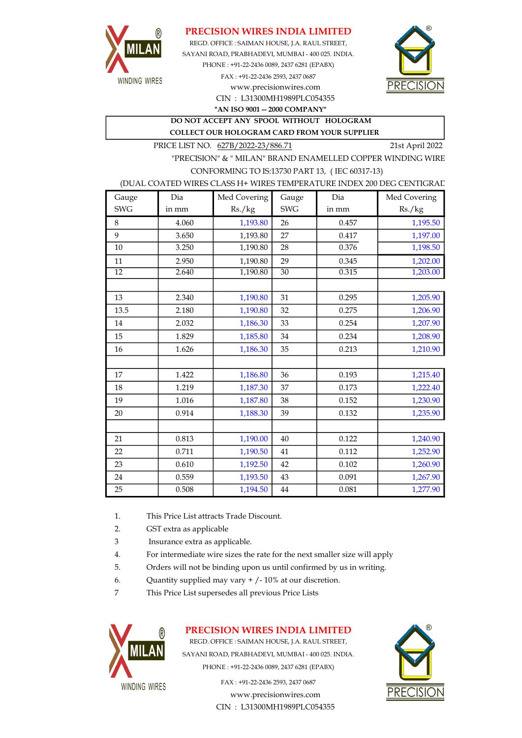# PRECISION WIRES INDIA LIMITED

REGD. OFFICE : SAIMAN HOUSE, J.A. RAUL STREET,
SAYANI ROAD, PRABHADEVI, MUMBAI - 400 025. INDIA.
PHONE : +91-22-2436 0089, 2437 6281 (EPABX)
FAX : +91-22-2436 2593, 2437 0687
www.precisionwires.com
CIN : L31300MH1989PLC054355
**"AN ISO 9001 -- 2000 COMPANY"**

**DO NOT ACCEPT ANY SPOOL WITHOUT HOLOGRAM**
**COLLECT OUR HOLOGRAM CARD FROM YOUR SUPPLIER**

PRICE LIST NO. 627B/2022-23/886.71 21st April 2022

"PRECISION" & " MILAN" BRAND ENAMELLED COPPER WINDING WIRE
CONFORMING TO IS:13730 PART 13, ( IEC 60317-13)
(DUAL COATED WIRES CLASS H+ WIRES TEMPERATURE INDEX 200 DEG CENTIGRAD

| Gauge SWG | Dia in mm | Med Covering Rs./kg | Gauge SWG | Dia in mm | Med Covering Rs./kg |
|---|---|---|---|---|---|
| 8 | 4.060 | 1,193.80 | 26 | 0.457 | 1,195.50 |
| 9 | 3.650 | 1,193.80 | 27 | 0.417 | 1,197.00 |
| 10 | 3.250 | 1,190.80 | 28 | 0.376 | 1,198.50 |
| 11 | 2.950 | 1,190.80 | 29 | 0.345 | 1,202.00 |
| 12 | 2.640 | 1,190.80 | 30 | 0.315 | 1,203.00 |
| | | | | | |
| 13 | 2.340 | 1,190.80 | 31 | 0.295 | 1,205.90 |
| 13.5 | 2.180 | 1,190.80 | 32 | 0.275 | 1,206.90 |
| 14 | 2.032 | 1,186.30 | 33 | 0.254 | 1,207.90 |
| 15 | 1.829 | 1,185.80 | 34 | 0.234 | 1,208.90 |
| 16 | 1.626 | 1,186.30 | 35 | 0.213 | 1,210.90 |
| | | | | | |
| 17 | 1.422 | 1,186.80 | 36 | 0.193 | 1,215.40 |
| 18 | 1.219 | 1,187.30 | 37 | 0.173 | 1,222.40 |
| 19 | 1.016 | 1,187.80 | 38 | 0.152 | 1,230.90 |
| 20 | 0.914 | 1,188.30 | 39 | 0.132 | 1,235.90 |
| | | | | | |
| 21 | 0.813 | 1,190.00 | 40 | 0.122 | 1,240.90 |
| 22 | 0.711 | 1,190.50 | 41 | 0.112 | 1,252.90 |
| 23 | 0.610 | 1,192.50 | 42 | 0.102 | 1,260.90 |
| 24 | 0.559 | 1,193.50 | 43 | 0.091 | 1,267.90 |
| 25 | 0.508 | 1,194.50 | 44 | 0.081 | 1,277.90 |

1. This Price List attracts Trade Discount.
2. GST extra as applicable
3. Insurance extra as applicable.
4. For intermediate wire sizes the rate for the next smaller size will apply
5. Orders will not be binding upon us until confirmed by us in writing.
6. Quantity supplied may vary + /- 10% at our discretion.
7. This Price List supersedes all previous Price Lists

# PRECISION WIRES INDIA LIMITED

REGD. OFFICE : SAIMAN HOUSE, J.A. RAUL STREET,
SAYANI ROAD, PRABHADEVI, MUMBAI - 400 025. INDIA.
PHONE : +91-22-2436 0089, 2437 6281 (EPABX)
FAX : +91-22-2436 2593, 2437 0687
www.precisionwires.com
CIN : L31300MH1989PLC054355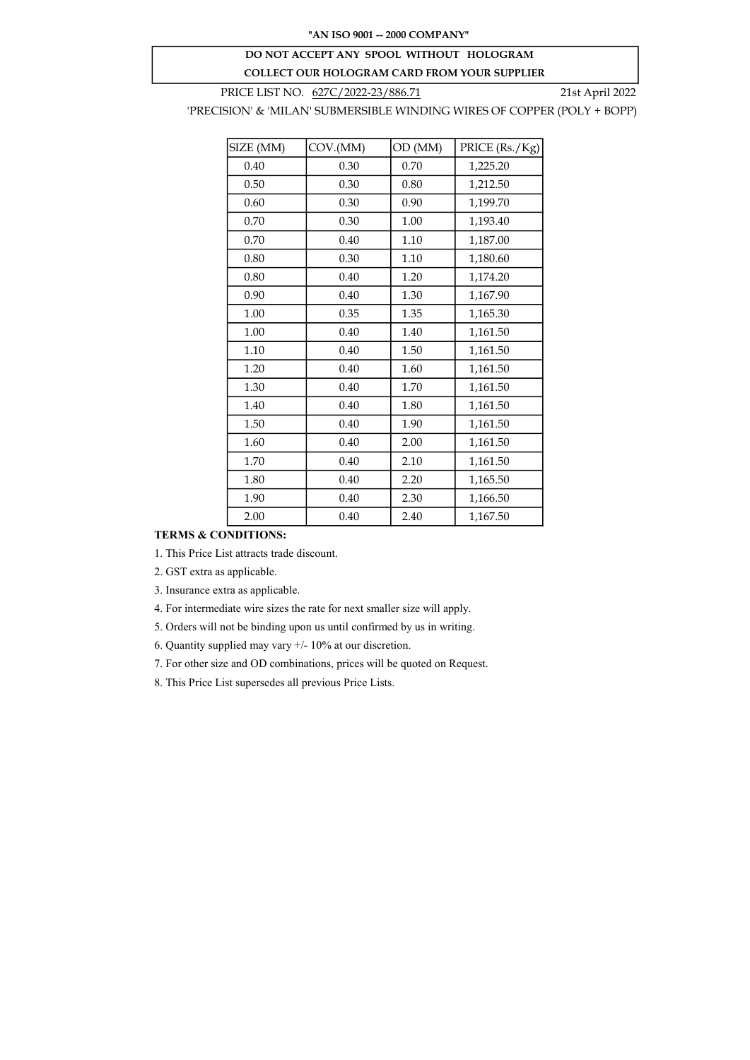**"AN ISO 9001 -- 2000 COMPANY"**

**DO NOT ACCEPT ANY SPOOL WITHOUT HOLOGRAM**

**COLLECT OUR HOLOGRAM CARD FROM YOUR SUPPLIER**

PRICE LIST NO. 627C/2022-23/886.71 21st April 2022

'PRECISION' & 'MILAN' SUBMERSIBLE WINDING WIRES OF COPPER (POLY + BOPP)

| SIZE (MM) | COV.(MM) | OD (MM) | PRICE (Rs./Kg) |
|---|---|---|---|
| 0.40 | 0.30 | 0.70 | 1,225.20 |
| 0.50 | 0.30 | 0.80 | 1,212.50 |
| 0.60 | 0.30 | 0.90 | 1,199.70 |
| 0.70 | 0.30 | 1.00 | 1,193.40 |
| 0.70 | 0.40 | 1.10 | 1,187.00 |
| 0.80 | 0.30 | 1.10 | 1,180.60 |
| 0.80 | 0.40 | 1.20 | 1,174.20 |
| 0.90 | 0.40 | 1.30 | 1,167.90 |
| 1.00 | 0.35 | 1.35 | 1,165.30 |
| 1.00 | 0.40 | 1.40 | 1,161.50 |
| 1.10 | 0.40 | 1.50 | 1,161.50 |
| 1.20 | 0.40 | 1.60 | 1,161.50 |
| 1.30 | 0.40 | 1.70 | 1,161.50 |
| 1.40 | 0.40 | 1.80 | 1,161.50 |
| 1.50 | 0.40 | 1.90 | 1,161.50 |
| 1.60 | 0.40 | 2.00 | 1,161.50 |
| 1.70 | 0.40 | 2.10 | 1,161.50 |
| 1.80 | 0.40 | 2.20 | 1,165.50 |
| 1.90 | 0.40 | 2.30 | 1,166.50 |
| 2.00 | 0.40 | 2.40 | 1,167.50 |

**TERMS & CONDITIONS:**

1. This Price List attracts trade discount.
2. GST extra as applicable.
3. Insurance extra as applicable.
4. For intermediate wire sizes the rate for next smaller size will apply.
5. Orders will not be binding upon us until confirmed by us in writing.
6. Quantity supplied may vary +/- 10% at our discretion.
7. For other size and OD combinations, prices will be quoted on Request.
8. This Price List supersedes all previous Price Lists.